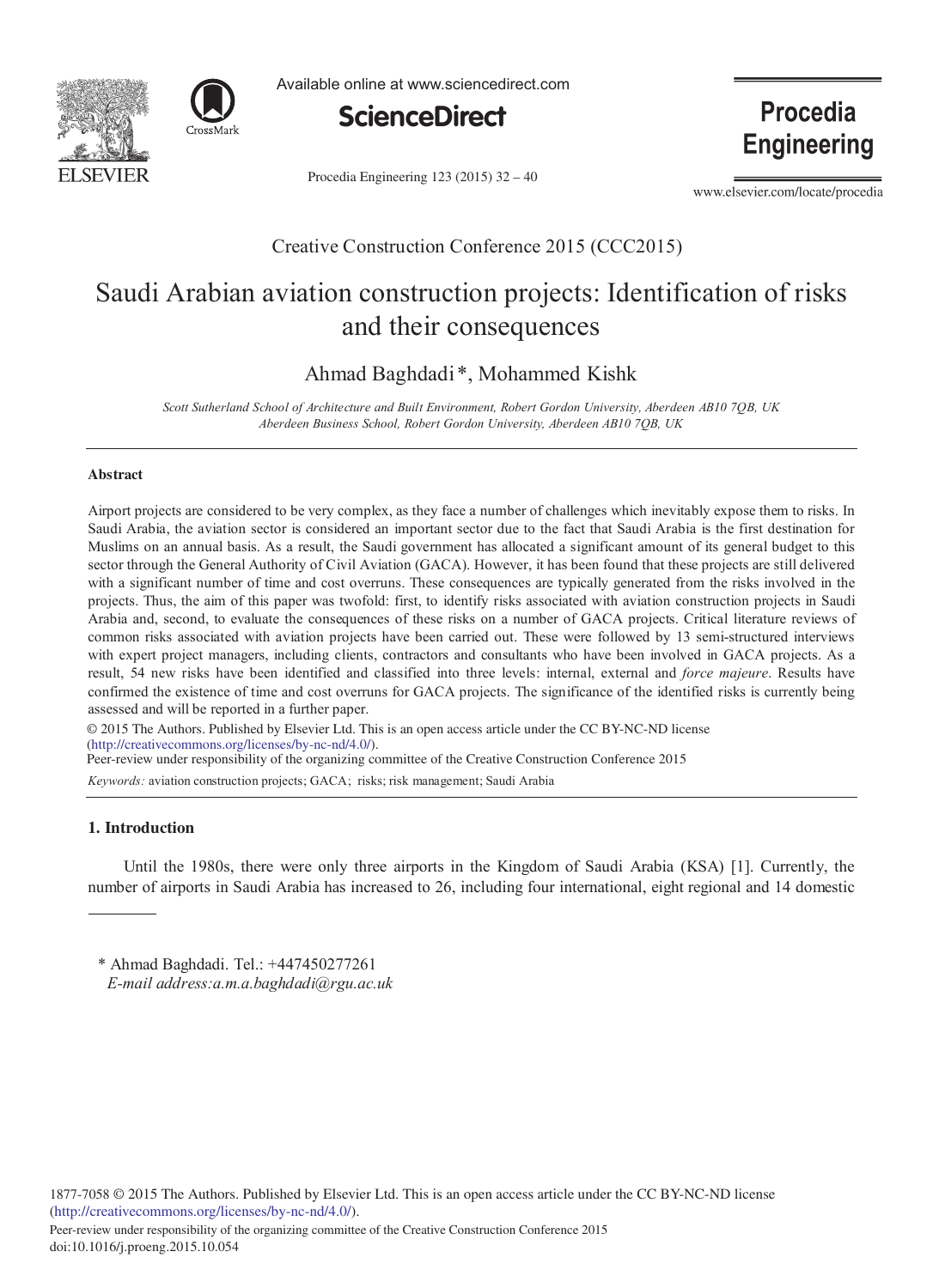Creative Construction Conference 2015 (CCC2015)

# Saudi Arabian aviation construction projects: Identification of risks and their consequences

Ahmad Baghdadi*, Mohammed Kishk

*Scott Sutherland School of Architecture and Built Environment, Robert Gordon University, Aberdeen AB10 7QB, UK*
*Aberdeen Business School, Robert Gordon University, Aberdeen AB10 7QB, UK*

---

## Abstract

Airport projects are considered to be very complex, as they face a number of challenges which inevitably expose them to risks. In Saudi Arabia, the aviation sector is considered an important sector due to the fact that Saudi Arabia is the first destination for Muslims on an annual basis. As a result, the Saudi government has allocated a significant amount of its general budget to this sector through the General Authority of Civil Aviation (GACA). However, it has been found that these projects are still delivered with a significant number of time and cost overruns. These consequences are typically generated from the risks involved in the projects. Thus, the aim of this paper was twofold: first, to identify risks associated with aviation construction projects in Saudi Arabia and, second, to evaluate the consequences of these risks on a number of GACA projects. Critical literature reviews of common risks associated with aviation projects have been carried out. These were followed by 13 semi-structured interviews with expert project managers, including clients, contractors and consultants who have been involved in GACA projects. As a result, 54 new risks have been identified and classified into three levels: internal, external and *force majeure*. Results have confirmed the existence of time and cost overruns for GACA projects. The significance of the identified risks is currently being assessed and will be reported in a further paper.

© 2015 The Authors. Published by Elsevier Ltd. This is an open access article under the CC BY-NC-ND license (http://creativecommons.org/licenses/by-nc-nd/4.0/).
Peer-review under responsibility of the organizing committee of the Creative Construction Conference 2015

*Keywords:* aviation construction projects; GACA; risks; risk management; Saudi Arabia

---

## 1. Introduction

Until the 1980s, there were only three airports in the Kingdom of Saudi Arabia (KSA) [1]. Currently, the number of airports in Saudi Arabia has increased to 26, including four international, eight regional and 14 domestic

---

\* Ahmad Baghdadi. Tel.: +447450277261
*E-mail address:a.m.a.baghdadi@rgu.ac.uk*

1877-7058 © 2015 The Authors. Published by Elsevier Ltd. This is an open access article under the CC BY-NC-ND license (http://creativecommons.org/licenses/by-nc-nd/4.0/).
Peer-review under responsibility of the organizing committee of the Creative Construction Conference 2015
doi:10.1016/j.proeng.2015.10.054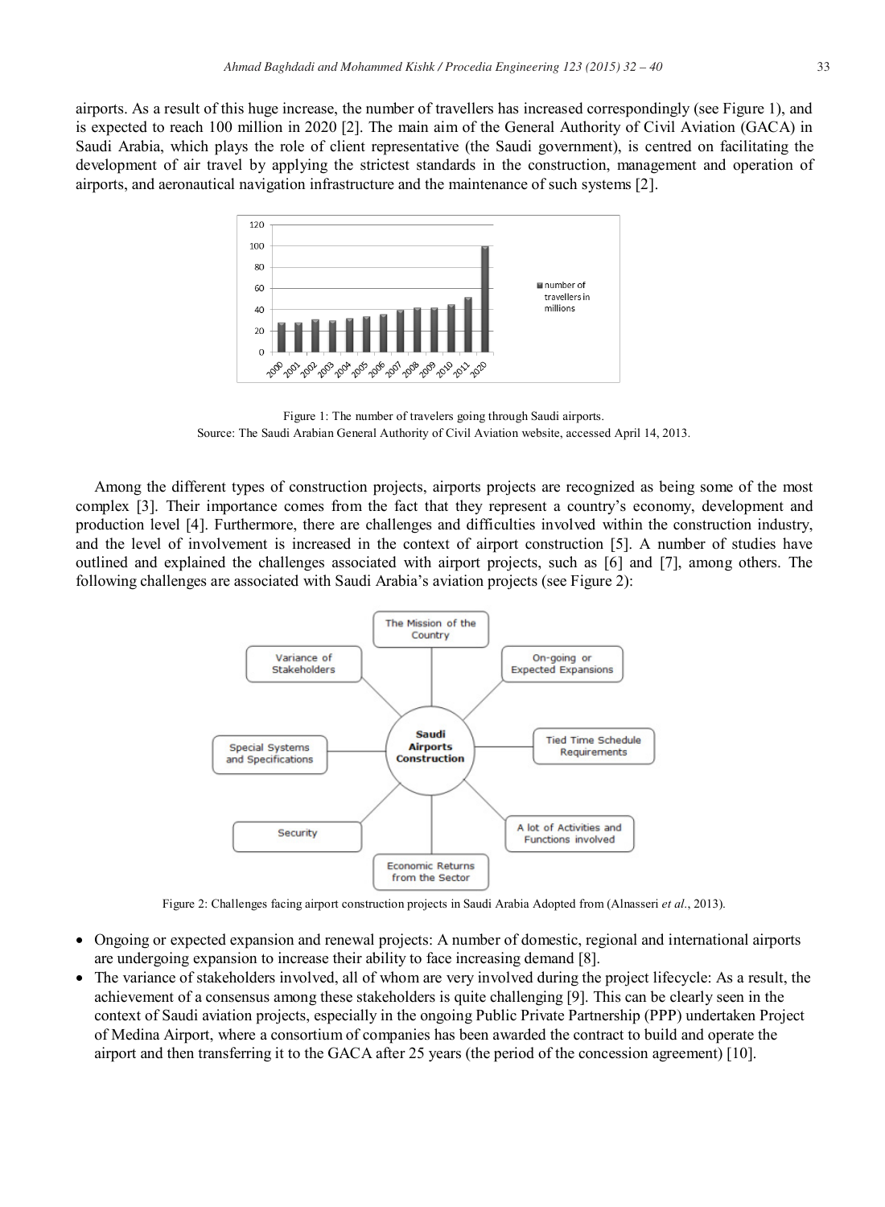airports. As a result of this huge increase, the number of travellers has increased correspondingly (see Figure 1), and is expected to reach 100 million in 2020 [2]. The main aim of the General Authority of Civil Aviation (GACA) in Saudi Arabia, which plays the role of client representative (the Saudi government), is centred on facilitating the development of air travel by applying the strictest standards in the construction, management and operation of airports, and aeronautical navigation infrastructure and the maintenance of such systems [2].

Figure 1: The number of travelers going through Saudi airports.
Source: The Saudi Arabian General Authority of Civil Aviation website, accessed April 14, 2013.

Among the different types of construction projects, airports projects are recognized as being some of the most complex [3]. Their importance comes from the fact that they represent a country's economy, development and production level [4]. Furthermore, there are challenges and difficulties involved within the construction industry, and the level of involvement is increased in the context of airport construction [5]. A number of studies have outlined and explained the challenges associated with airport projects, such as [6] and [7], among others. The following challenges are associated with Saudi Arabia's aviation projects (see Figure 2):

Figure 2: Challenges facing airport construction projects in Saudi Arabia Adopted from (Alnasseri *et al*., 2013).

- Ongoing or expected expansion and renewal projects: A number of domestic, regional and international airports are undergoing expansion to increase their ability to face increasing demand [8].
- The variance of stakeholders involved, all of whom are very involved during the project lifecycle: As a result, the achievement of a consensus among these stakeholders is quite challenging [9]. This can be clearly seen in the context of Saudi aviation projects, especially in the ongoing Public Private Partnership (PPP) undertaken Project of Medina Airport, where a consortium of companies has been awarded the contract to build and operate the airport and then transferring it to the GACA after 25 years (the period of the concession agreement) [10].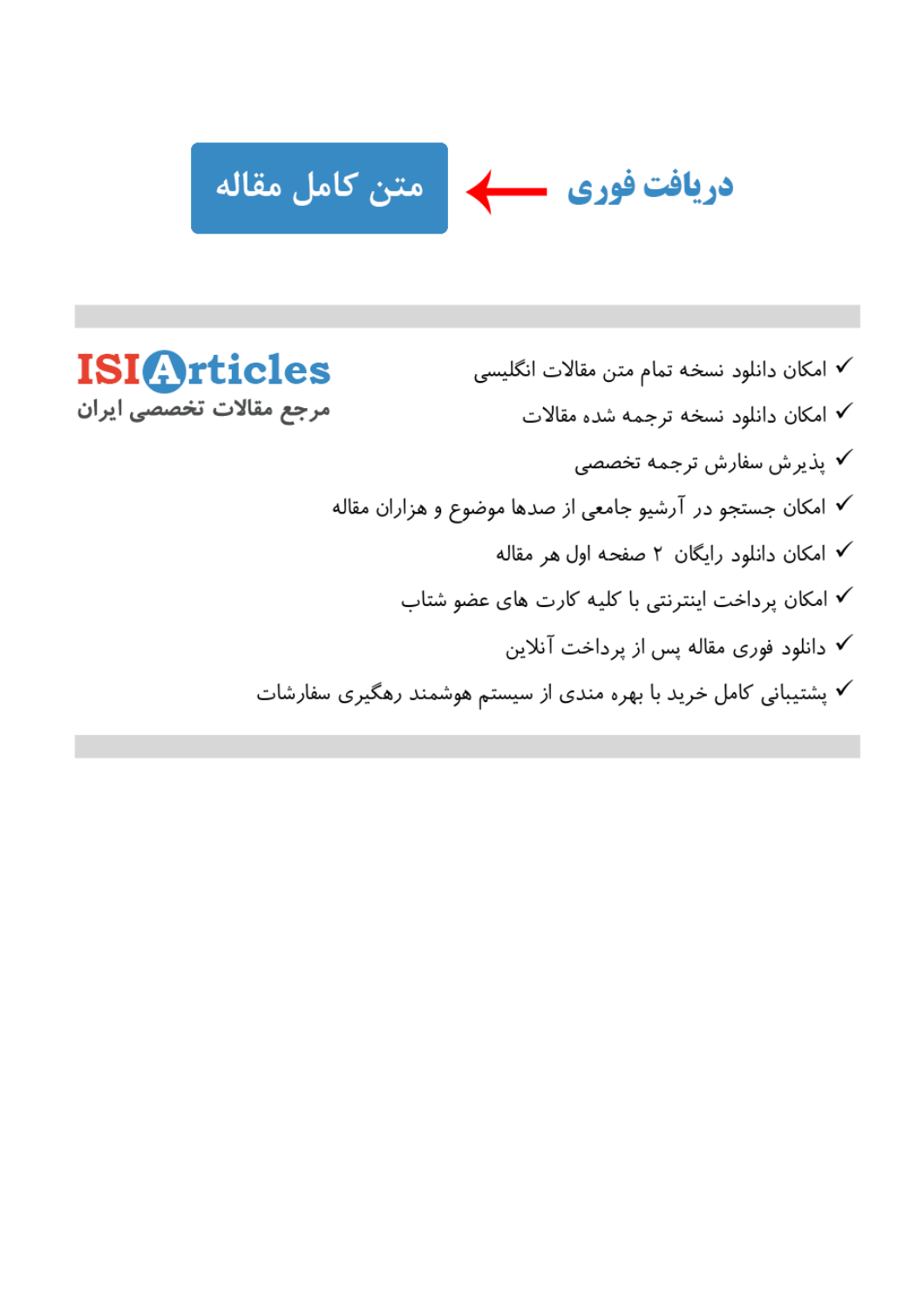دریافت فوری ← **متن کامل مقاله**

**ISIArticles**

مرجع مقالات تخصصی ایران

- ✓ امکان دانلود نسخه تمام متن مقالات انگلیسی
- ✓ امکان دانلود نسخه ترجمه شده مقالات
- ✓ پذیرش سفارش ترجمه تخصصی
- ✓ امکان جستجو در آرشیو جامعی از صدها موضوع و هزاران مقاله
- ✓ امکان دانلود رایگان ۲ صفحه اول هر مقاله
- ✓ امکان پرداخت اینترنتی با کلیه کارت های عضو شتاب
- ✓ دانلود فوری مقاله پس از پرداخت آنلاین
- ✓ پشتیبانی کامل خرید با بهره مندی از سیستم هوشمند رهگیری سفارشات